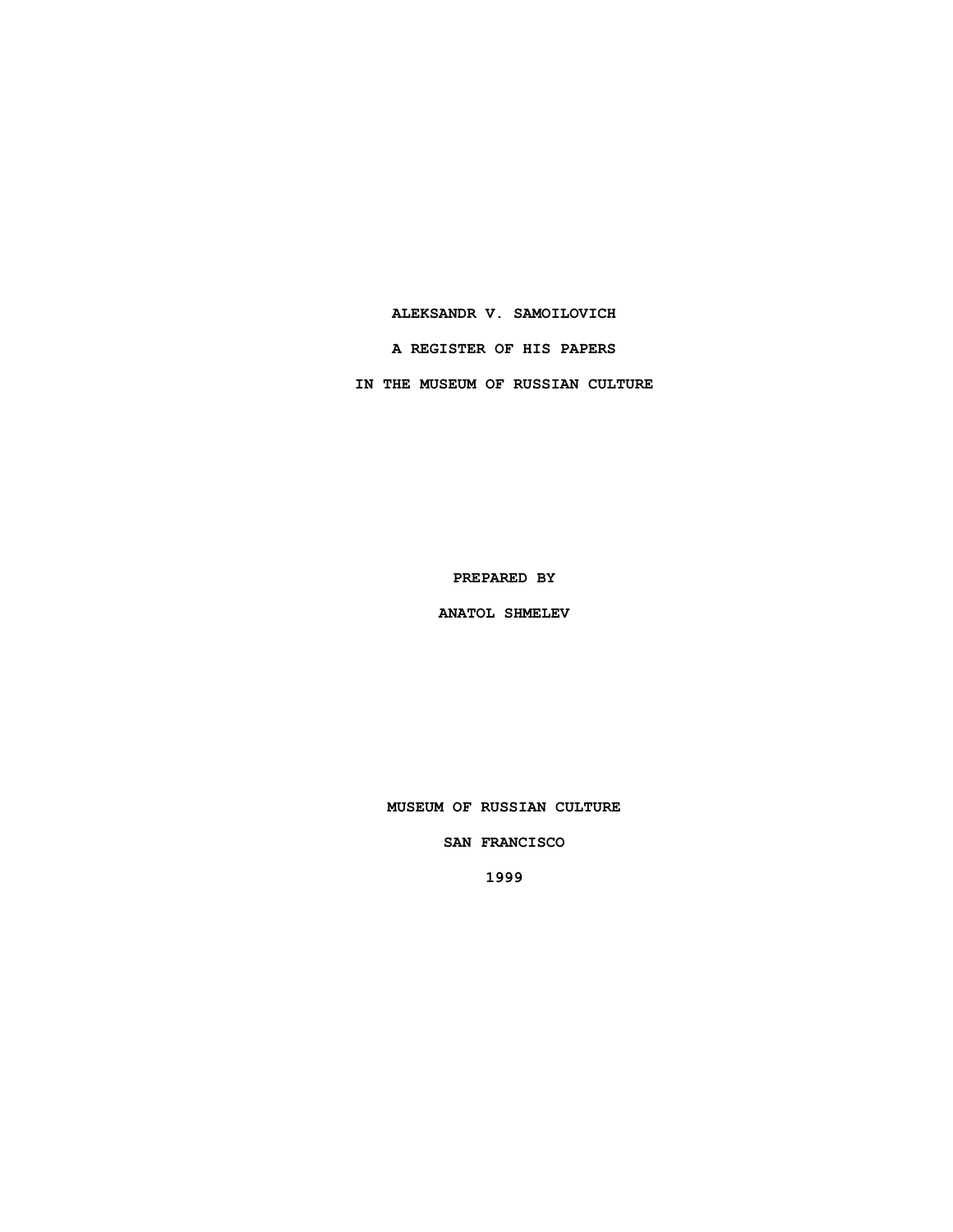# ALEKSANDR V. SAMOILOVICH

# A REGISTER OF HIS PAPERS

# IN THE MUSEUM OF RUSSIAN CULTURE

**PREPARED BY**

**ANATOL SHMELEV**

**MUSEUM OF RUSSIAN CULTURE**

**SAN FRANCISCO**

**1999**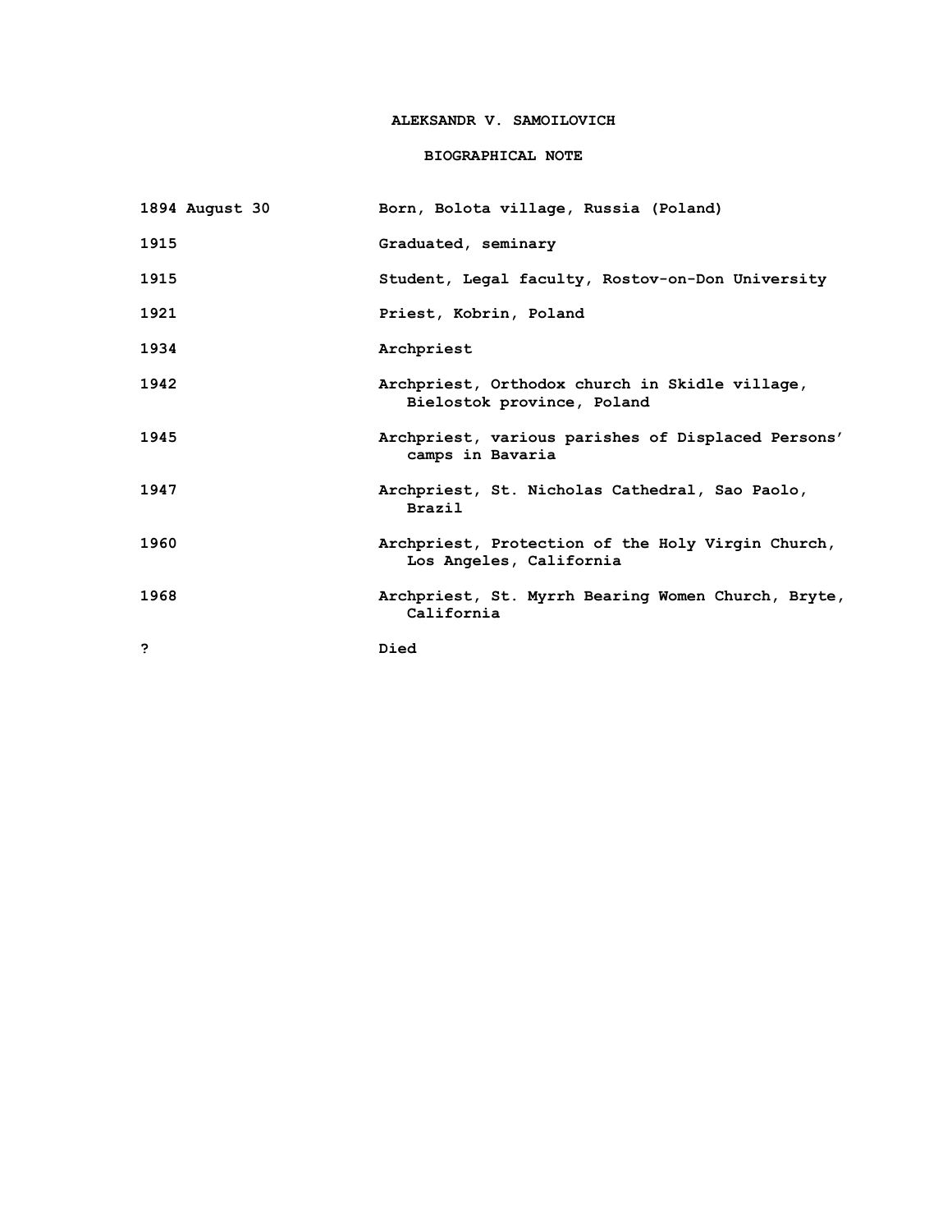# ALEKSANDR V. SAMOILOVICH

## BIOGRAPHICAL NOTE

| | |
|---|---|
| 1894 August 30 | Born, Bolota village, Russia (Poland) |
| 1915 | Graduated, seminary |
| 1915 | Student, Legal faculty, Rostov-on-Don University |
| 1921 | Priest, Kobrin, Poland |
| 1934 | Archpriest |
| 1942 | Archpriest, Orthodox church in Skidle village, Bielostok province, Poland |
| 1945 | Archpriest, various parishes of Displaced Persons' camps in Bavaria |
| 1947 | Archpriest, St. Nicholas Cathedral, Sao Paolo, Brazil |
| 1960 | Archpriest, Protection of the Holy Virgin Church, Los Angeles, California |
| 1968 | Archpriest, St. Myrrh Bearing Women Church, Bryte, California |
| ? | Died |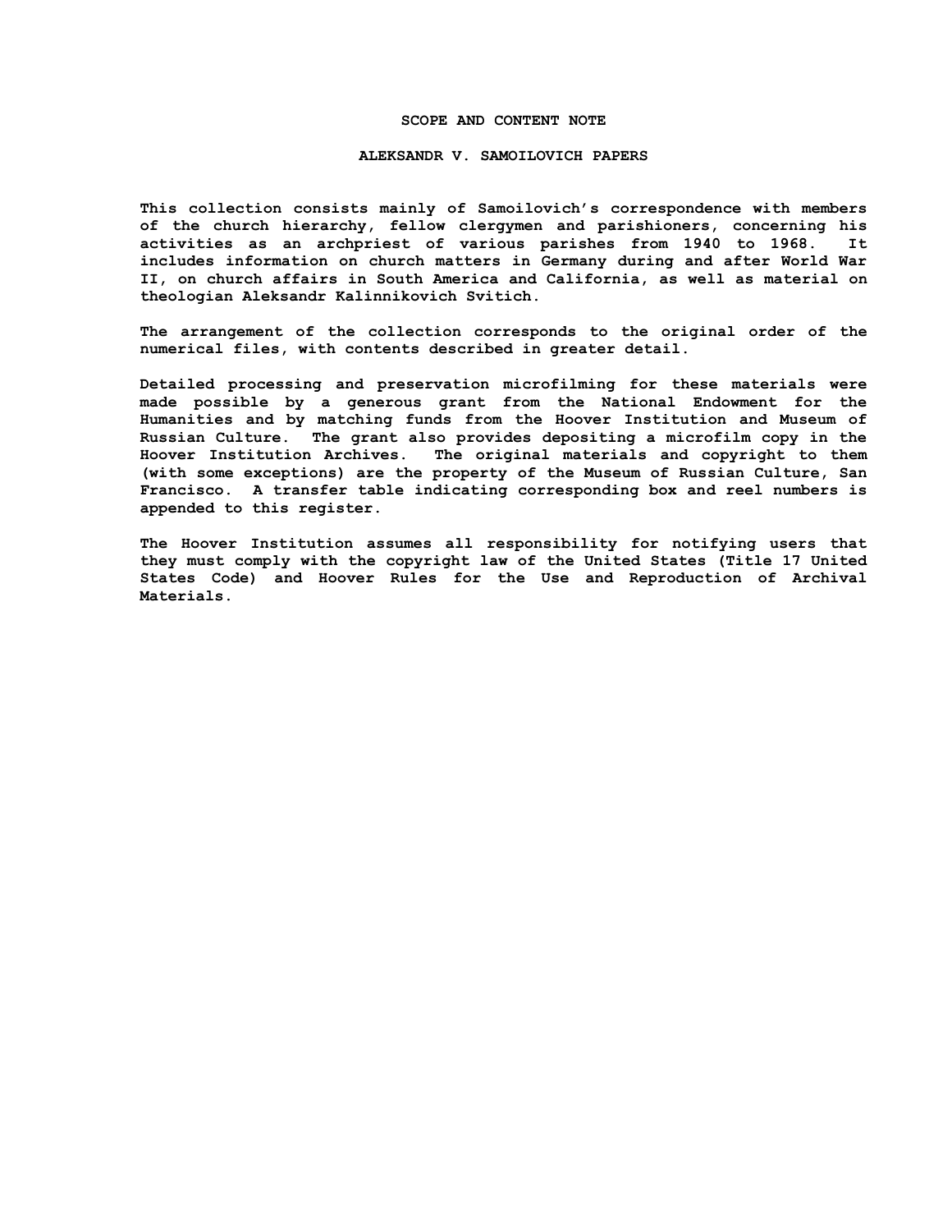# SCOPE AND CONTENT NOTE

## ALEKSANDR V. SAMOILOVICH PAPERS

This collection consists mainly of Samoilovich's correspondence with members of the church hierarchy, fellow clergymen and parishioners, concerning his activities as an archpriest of various parishes from 1940 to 1968. It includes information on church matters in Germany during and after World War II, on church affairs in South America and California, as well as material on theologian Aleksandr Kalinnikovich Svitich.

The arrangement of the collection corresponds to the original order of the numerical files, with contents described in greater detail.

Detailed processing and preservation microfilming for these materials were made possible by a generous grant from the National Endowment for the Humanities and by matching funds from the Hoover Institution and Museum of Russian Culture. The grant also provides depositing a microfilm copy in the Hoover Institution Archives. The original materials and copyright to them (with some exceptions) are the property of the Museum of Russian Culture, San Francisco. A transfer table indicating corresponding box and reel numbers is appended to this register.

The Hoover Institution assumes all responsibility for notifying users that they must comply with the copyright law of the United States (Title 17 United States Code) and Hoover Rules for the Use and Reproduction of Archival Materials.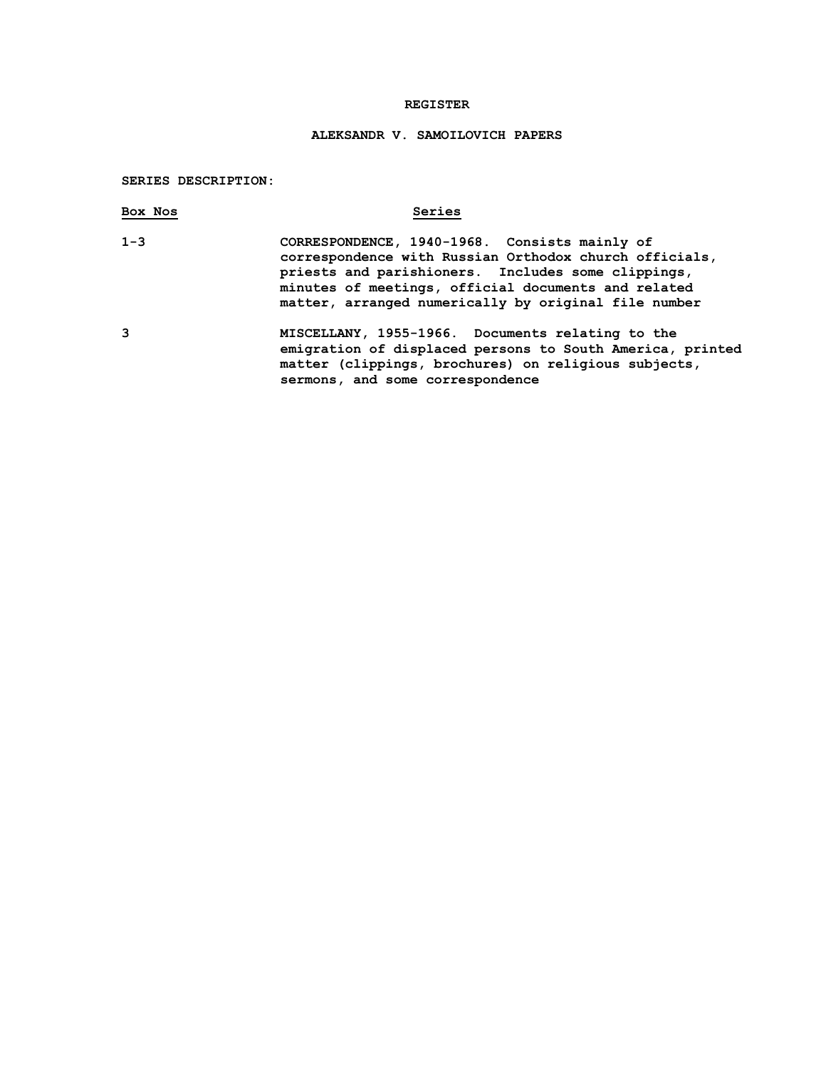# REGISTER

## ALEKSANDR V. SAMOILOVICH PAPERS

**SERIES DESCRIPTION:**

| Box Nos | Series |
|---|---|
| 1-3 | CORRESPONDENCE, 1940-1968. Consists mainly of correspondence with Russian Orthodox church officials, priests and parishioners. Includes some clippings, minutes of meetings, official documents and related matter, arranged numerically by original file number |
| 3 | MISCELLANY, 1955-1966. Documents relating to the emigration of displaced persons to South America, printed matter (clippings, brochures) on religious subjects, sermons, and some correspondence |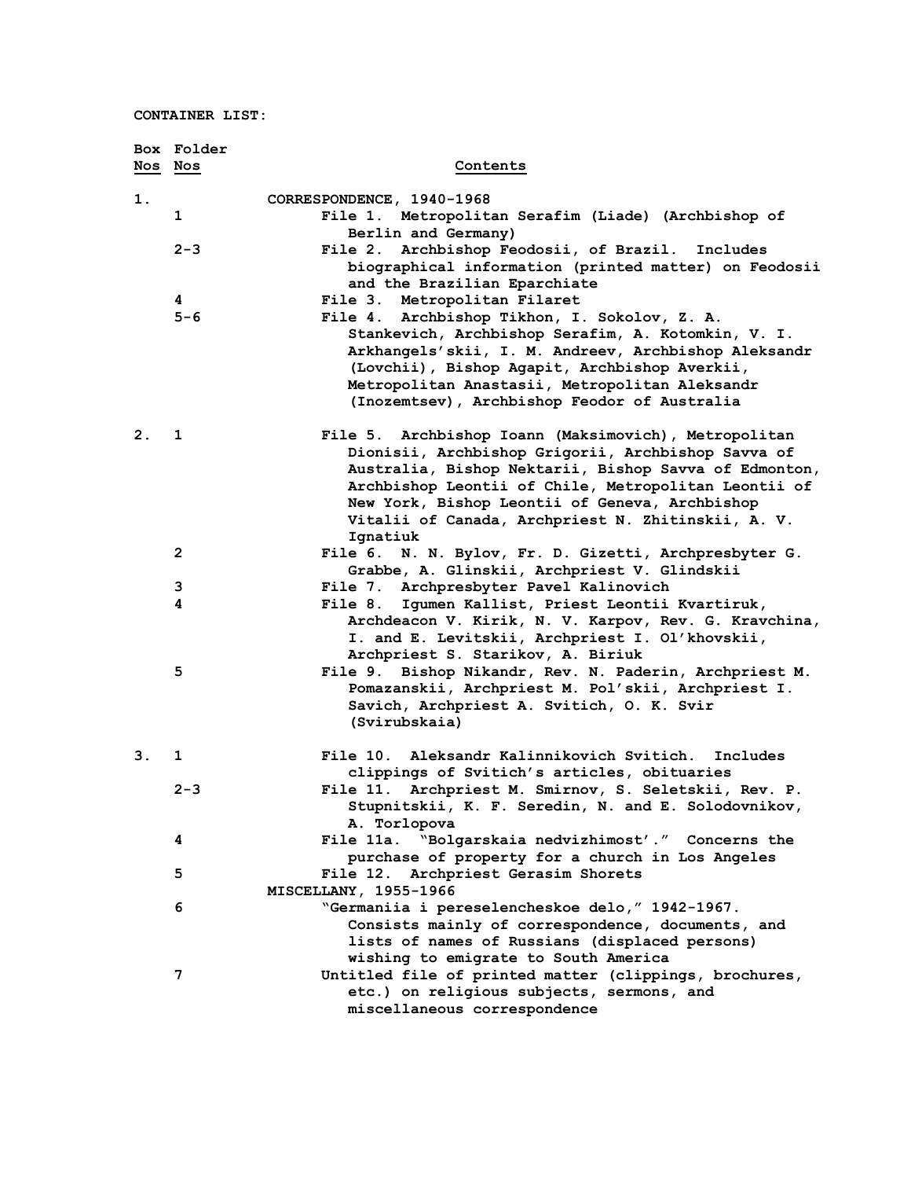CONTAINER LIST:

| Box Nos | Folder Nos | Contents |
|---|---|---|
| 1. | | CORRESPONDENCE, 1940-1968 |
| | 1 | File 1. Metropolitan Serafim (Liade) (Archbishop of Berlin and Germany) |
| | 2-3 | File 2. Archbishop Feodosii, of Brazil. Includes biographical information (printed matter) on Feodosii and the Brazilian Eparchiate |
| | 4 | File 3. Metropolitan Filaret |
| | 5-6 | File 4. Archbishop Tikhon, I. Sokolov, Z. A. Stankevich, Archbishop Serafim, A. Kotomkin, V. I. Arkhangels'skii, I. M. Andreev, Archbishop Aleksandr (Lovchii), Bishop Agapit, Archbishop Averkii, Metropolitan Anastasii, Metropolitan Aleksandr (Inozemtsev), Archbishop Feodor of Australia |
| 2. | 1 | File 5. Archbishop Ioann (Maksimovich), Metropolitan Dionisii, Archbishop Grigorii, Archbishop Savva of Australia, Bishop Nektarii, Bishop Savva of Edmonton, Archbishop Leontii of Chile, Metropolitan Leontii of New York, Bishop Leontii of Geneva, Archbishop Vitalii of Canada, Archpriest N. Zhitinskii, A. V. Ignatiuk |
| | 2 | File 6. N. N. Bylov, Fr. D. Gizetti, Archpresbyter G. Grabbe, A. Glinskii, Archpriest V. Glindskii |
| | 3 | File 7. Archpresbyter Pavel Kalinovich |
| | 4 | File 8. Igumen Kallist, Priest Leontii Kvartiruk, Archdeacon V. Kirik, N. V. Karpov, Rev. G. Kravchina, I. and E. Levitskii, Archpriest I. Ol'khovskii, Archpriest S. Starikov, A. Biriuk |
| | 5 | File 9. Bishop Nikandr, Rev. N. Paderin, Archpriest M. Pomazanskii, Archpriest M. Pol'skii, Archpriest I. Savich, Archpriest A. Svitich, O. K. Svir (Svirubskaia) |
| 3. | 1 | File 10. Aleksandr Kalinnikovich Svitich. Includes clippings of Svitich's articles, obituaries |
| | 2-3 | File 11. Archpriest M. Smirnov, S. Seletskii, Rev. P. Stupnitskii, K. F. Seredin, N. and E. Solodovnikov, A. Torlopova |
| | 4 | File 11a. "Bolgarskaia nedvizhimost'." Concerns the purchase of property for a church in Los Angeles |
| | 5 | File 12. Archpriest Gerasim Shorets |
| | | MISCELLANY, 1955-1966 |
| | 6 | "Germaniia i pereselencheskoe delo," 1942-1967. Consists mainly of correspondence, documents, and lists of names of Russians (displaced persons) wishing to emigrate to South America |
| | 7 | Untitled file of printed matter (clippings, brochures, etc.) on religious subjects, sermons, and miscellaneous correspondence |